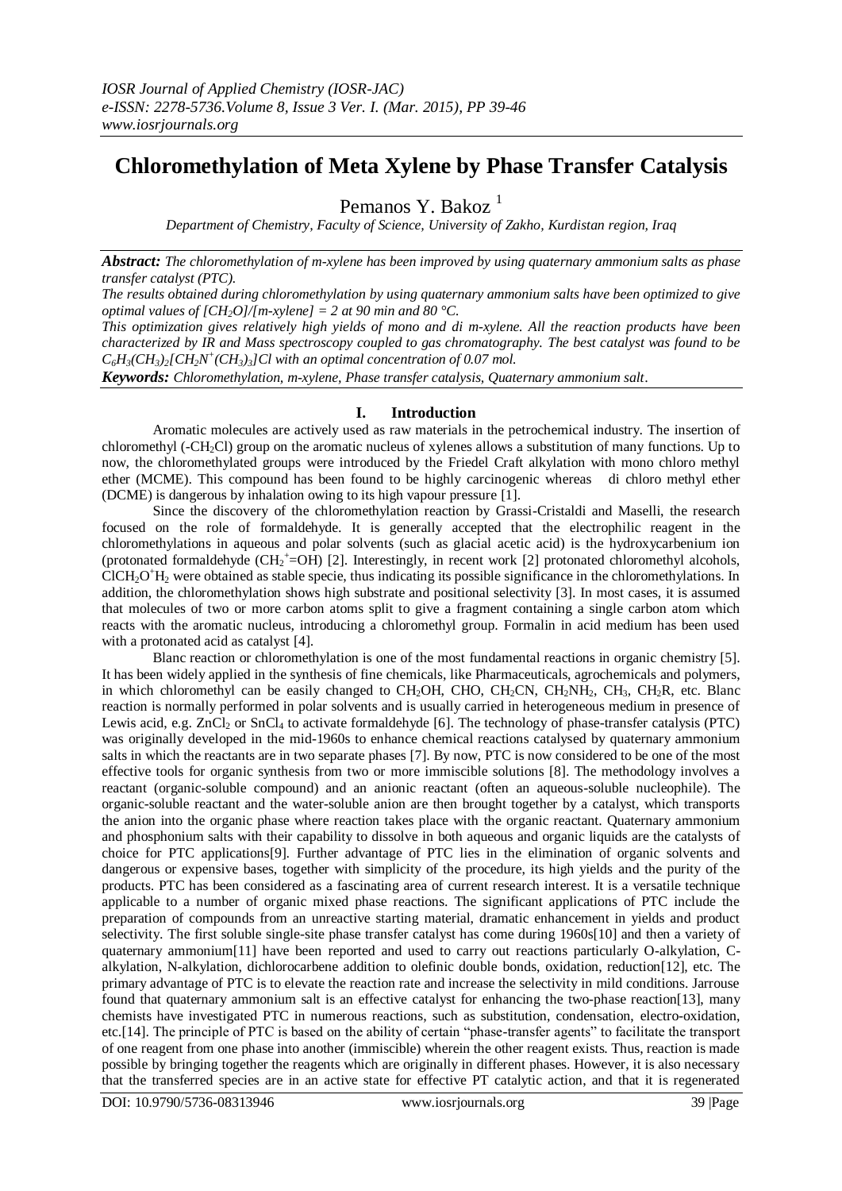*IOSR Journal of Applied Chemistry (IOSR-JAC)*
*e-ISSN: 2278-5736.Volume 8, Issue 3 Ver. I. (Mar. 2015), PP 39-46*
*www.iosrjournals.org*

# Chloromethylation of Meta Xylene by Phase Transfer Catalysis

Pemanos Y. Bakoz [1]

*Department of Chemistry, Faculty of Science, University of Zakho, Kurdistan region, Iraq*

***Abstract:*** *The chloromethylation of m-xylene has been improved by using quaternary ammonium salts as phase transfer catalyst (PTC).*

*The results obtained during chloromethylation by using quaternary ammonium salts have been optimized to give optimal values of $[CH_2O]/[m\text{-xylene}] = 2$ at 90 min and 80 °C.*

*This optimization gives relatively high yields of mono and di m-xylene. All the reaction products have been characterized by IR and Mass spectroscopy coupled to gas chromatography. The best catalyst was found to be $C_6H_3(CH_3)_2[CH_2N^+(CH_3)_3]Cl$ with an optimal concentration of 0.07 mol.*

***Keywords:*** *Chloromethylation, m-xylene, Phase transfer catalysis, Quaternary ammonium salt.*

## I. Introduction

Aromatic molecules are actively used as raw materials in the petrochemical industry. The insertion of chloromethyl ($-CH_2Cl$) group on the aromatic nucleus of xylenes allows a substitution of many functions. Up to now, the chloromethylated groups were introduced by the Friedel Craft alkylation with mono chloro methyl ether (MCME). This compound has been found to be highly carcinogenic whereas di chloro methyl ether (DCME) is dangerous by inhalation owing to its high vapour pressure [1].

Since the discovery of the chloromethylation reaction by Grassi-Cristaldi and Maselli, the research focused on the role of formaldehyde. It is generally accepted that the electrophilic reagent in the chloromethylations in aqueous and polar solvents (such as glacial acetic acid) is the hydroxycarbenium ion (protonated formaldehyde ($CH_2^+{=}OH$) [2]. Interestingly, in recent work [2] protonated chloromethyl alcohols, $ClCH_2O^+H_2$ were obtained as stable specie, thus indicating its possible significance in the chloromethylations. In addition, the chloromethylation shows high substrate and positional selectivity [3]. In most cases, it is assumed that molecules of two or more carbon atoms split to give a fragment containing a single carbon atom which reacts with the aromatic nucleus, introducing a chloromethyl group. Formalin in acid medium has been used with a protonated acid as catalyst [4].

Blanc reaction or chloromethylation is one of the most fundamental reactions in organic chemistry [5]. It has been widely applied in the synthesis of fine chemicals, like Pharmaceuticals, agrochemicals and polymers, in which chloromethyl can be easily changed to $CH_2OH$, CHO, $CH_2CN$, $CH_2NH_2$, $CH_3$, $CH_2R$, etc. Blanc reaction is normally performed in polar solvents and is usually carried in heterogeneous medium in presence of Lewis acid, e.g. $ZnCl_2$ or $SnCl_4$ to activate formaldehyde [6]. The technology of phase-transfer catalysis (PTC) was originally developed in the mid-1960s to enhance chemical reactions catalysed by quaternary ammonium salts in which the reactants are in two separate phases [7]. By now, PTC is now considered to be one of the most effective tools for organic synthesis from two or more immiscible solutions [8]. The methodology involves a reactant (organic-soluble compound) and an anionic reactant (often an aqueous-soluble nucleophile). The organic-soluble reactant and the water-soluble anion are then brought together by a catalyst, which transports the anion into the organic phase where reaction takes place with the organic reactant. Quaternary ammonium and phosphonium salts with their capability to dissolve in both aqueous and organic liquids are the catalysts of choice for PTC applications[9]. Further advantage of PTC lies in the elimination of organic solvents and dangerous or expensive bases, together with simplicity of the procedure, its high yields and the purity of the products. PTC has been considered as a fascinating area of current research interest. It is a versatile technique applicable to a number of organic mixed phase reactions. The significant applications of PTC include the preparation of compounds from an unreactive starting material, dramatic enhancement in yields and product selectivity. The first soluble single-site phase transfer catalyst has come during 1960s[10] and then a variety of quaternary ammonium[11] have been reported and used to carry out reactions particularly O-alkylation, C-alkylation, N-alkylation, dichlorocarbene addition to olefinic double bonds, oxidation, reduction[12], etc. The primary advantage of PTC is to elevate the reaction rate and increase the selectivity in mild conditions. Jarrouse found that quaternary ammonium salt is an effective catalyst for enhancing the two-phase reaction[13], many chemists have investigated PTC in numerous reactions, such as substitution, condensation, electro-oxidation, etc.[14]. The principle of PTC is based on the ability of certain "phase-transfer agents" to facilitate the transport of one reagent from one phase into another (immiscible) wherein the other reagent exists. Thus, reaction is made possible by bringing together the reagents which are originally in different phases. However, it is also necessary that the transferred species are in an active state for effective PT catalytic action, and that it is regenerated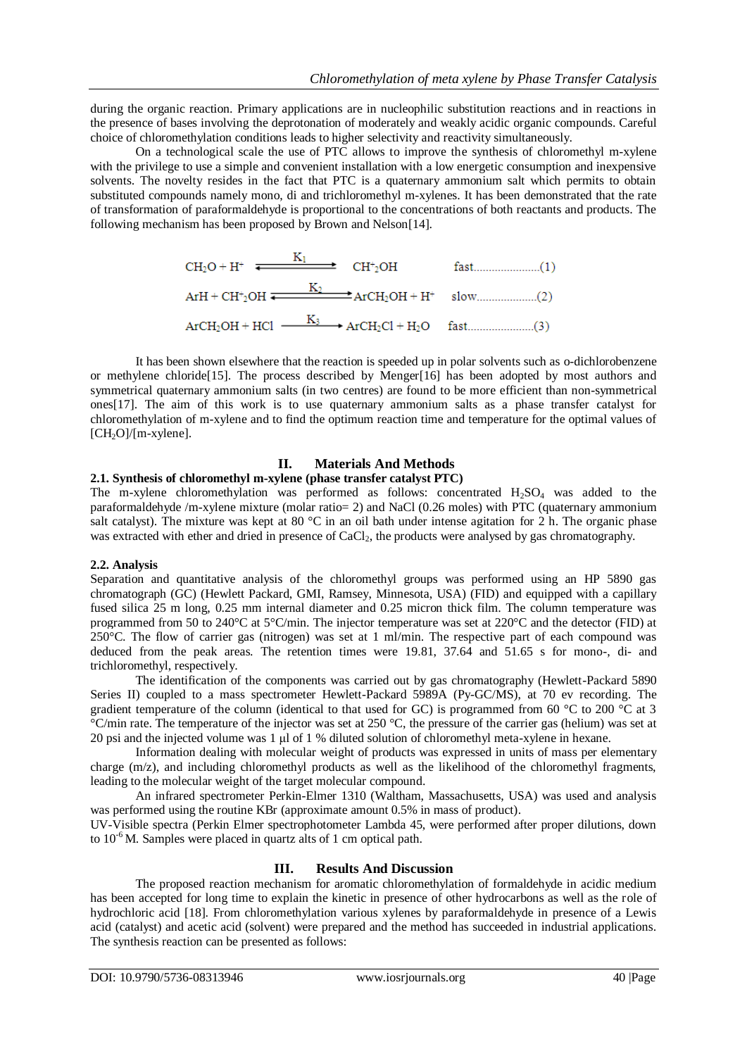during the organic reaction. Primary applications are in nucleophilic substitution reactions and in reactions in the presence of bases involving the deprotonation of moderately and weakly acidic organic compounds. Careful choice of chloromethylation conditions leads to higher selectivity and reactivity simultaneously.

On a technological scale the use of PTC allows to improve the synthesis of chloromethyl m-xylene with the privilege to use a simple and convenient installation with a low energetic consumption and inexpensive solvents. The novelty resides in the fact that PTC is a quaternary ammonium salt which permits to obtain substituted compounds namely mono, di and trichloromethyl m-xylenes. It has been demonstrated that the rate of transformation of paraformaldehyde is proportional to the concentrations of both reactants and products. The following mechanism has been proposed by Brown and Nelson[14].

$$CH_2O + H^+ \xrightleftharpoons{K_1} CH^+_2OH \qquad \text{fast} \ldots\ldots\ldots\ldots\ldots\ldots(1)$$

$$ArH + CH^+_2OH \xrightleftharpoons{K_2} ArCH_2OH + H^+ \qquad \text{slow} \ldots\ldots\ldots\ldots\ldots\ldots(2)$$

$$ArCH_2OH + HCl \xrightarrow{K_3} ArCH_2Cl + H_2O \qquad \text{fast} \ldots\ldots\ldots\ldots\ldots\ldots(3)$$

It has been shown elsewhere that the reaction is speeded up in polar solvents such as o-dichlorobenzene or methylene chloride[15]. The process described by Menger[16] has been adopted by most authors and symmetrical quaternary ammonium salts (in two centres) are found to be more efficient than non-symmetrical ones[17]. The aim of this work is to use quaternary ammonium salts as a phase transfer catalyst for chloromethylation of m-xylene and to find the optimum reaction time and temperature for the optimal values of $[CH_2O]/[\text{m-xylene}]$.

## II. Materials And Methods

### 2.1. Synthesis of chloromethyl m-xylene (phase transfer catalyst PTC)

The m-xylene chloromethylation was performed as follows: concentrated $H_2SO_4$ was added to the paraformaldehyde /m-xylene mixture (molar ratio= 2) and NaCl (0.26 moles) with PTC (quaternary ammonium salt catalyst). The mixture was kept at 80 °C in an oil bath under intense agitation for 2 h. The organic phase was extracted with ether and dried in presence of $CaCl_2$, the products were analysed by gas chromatography.

### 2.2. Analysis

Separation and quantitative analysis of the chloromethyl groups was performed using an HP 5890 gas chromatograph (GC) (Hewlett Packard, GMI, Ramsey, Minnesota, USA) (FID) and equipped with a capillary fused silica 25 m long, 0.25 mm internal diameter and 0.25 micron thick film. The column temperature was programmed from 50 to 240°C at 5°C/min. The injector temperature was set at 220°C and the detector (FID) at 250°C. The flow of carrier gas (nitrogen) was set at 1 ml/min. The respective part of each compound was deduced from the peak areas. The retention times were 19.81, 37.64 and 51.65 s for mono-, di- and trichloromethyl, respectively.

The identification of the components was carried out by gas chromatography (Hewlett-Packard 5890 Series II) coupled to a mass spectrometer Hewlett-Packard 5989A (Py-GC/MS), at 70 ev recording. The gradient temperature of the column (identical to that used for GC) is programmed from 60 °C to 200 °C at 3 °C/min rate. The temperature of the injector was set at 250 °C, the pressure of the carrier gas (helium) was set at 20 psi and the injected volume was 1 µl of 1 % diluted solution of chloromethyl meta-xylene in hexane.

Information dealing with molecular weight of products was expressed in units of mass per elementary charge (m/z), and including chloromethyl products as well as the likelihood of the chloromethyl fragments, leading to the molecular weight of the target molecular compound.

An infrared spectrometer Perkin-Elmer 1310 (Waltham, Massachusetts, USA) was used and analysis was performed using the routine KBr (approximate amount 0.5% in mass of product).

UV-Visible spectra (Perkin Elmer spectrophotometer Lambda 45, were performed after proper dilutions, down to $10^{-6}$ M. Samples were placed in quartz alts of 1 cm optical path.

## III. Results And Discussion

The proposed reaction mechanism for aromatic chloromethylation of formaldehyde in acidic medium has been accepted for long time to explain the kinetic in presence of other hydrocarbons as well as the role of hydrochloric acid [18]. From chloromethylation various xylenes by paraformaldehyde in presence of a Lewis acid (catalyst) and acetic acid (solvent) were prepared and the method has succeeded in industrial applications. The synthesis reaction can be presented as follows: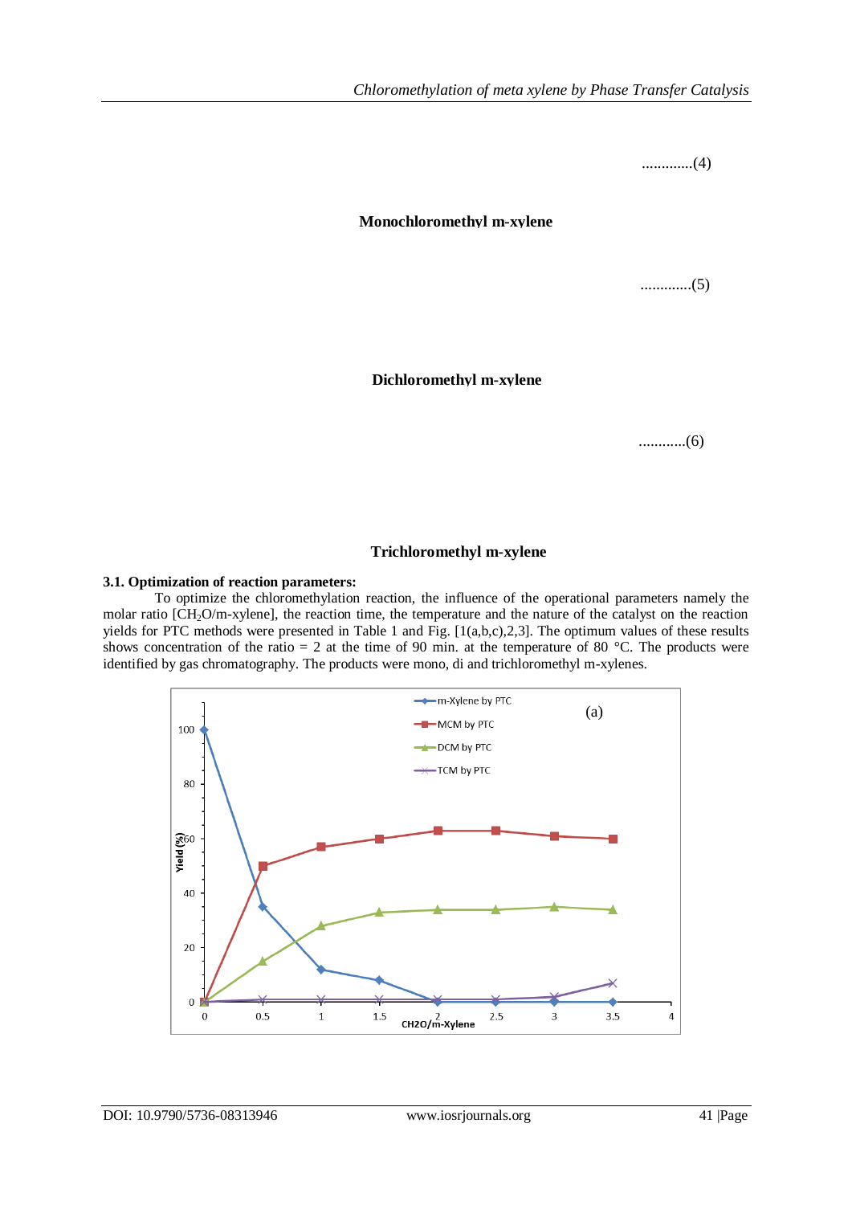.............(4)

**Monochloromethyl m-xylene**

.............(5)

**Dichloromethyl m-xylene**

............(6)

**Trichloromethyl m-xylene**

### 3.1. Optimization of reaction parameters:

To optimize the chloromethylation reaction, the influence of the operational parameters namely the molar ratio [$CH_2O$/m-xylene], the reaction time, the temperature and the nature of the catalyst on the reaction yields for PTC methods were presented in Table 1 and Fig. [1(a,b,c),2,3]. The optimum values of these results shows concentration of the ratio = 2 at the time of 90 min. at the temperature of 80 °C. The products were identified by gas chromatography. The products were mono, di and trichloromethyl m-xylenes.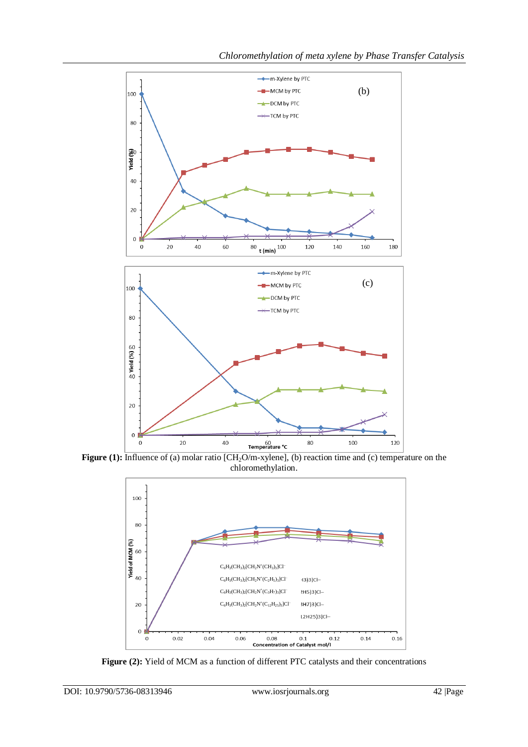**Figure (1):** Influence of (a) molar ratio [$CH_2O$/m-xylene], (b) reaction time and (c) temperature on the chloromethylation.

**Figure (2):** Yield of MCM as a function of different PTC catalysts and their concentrations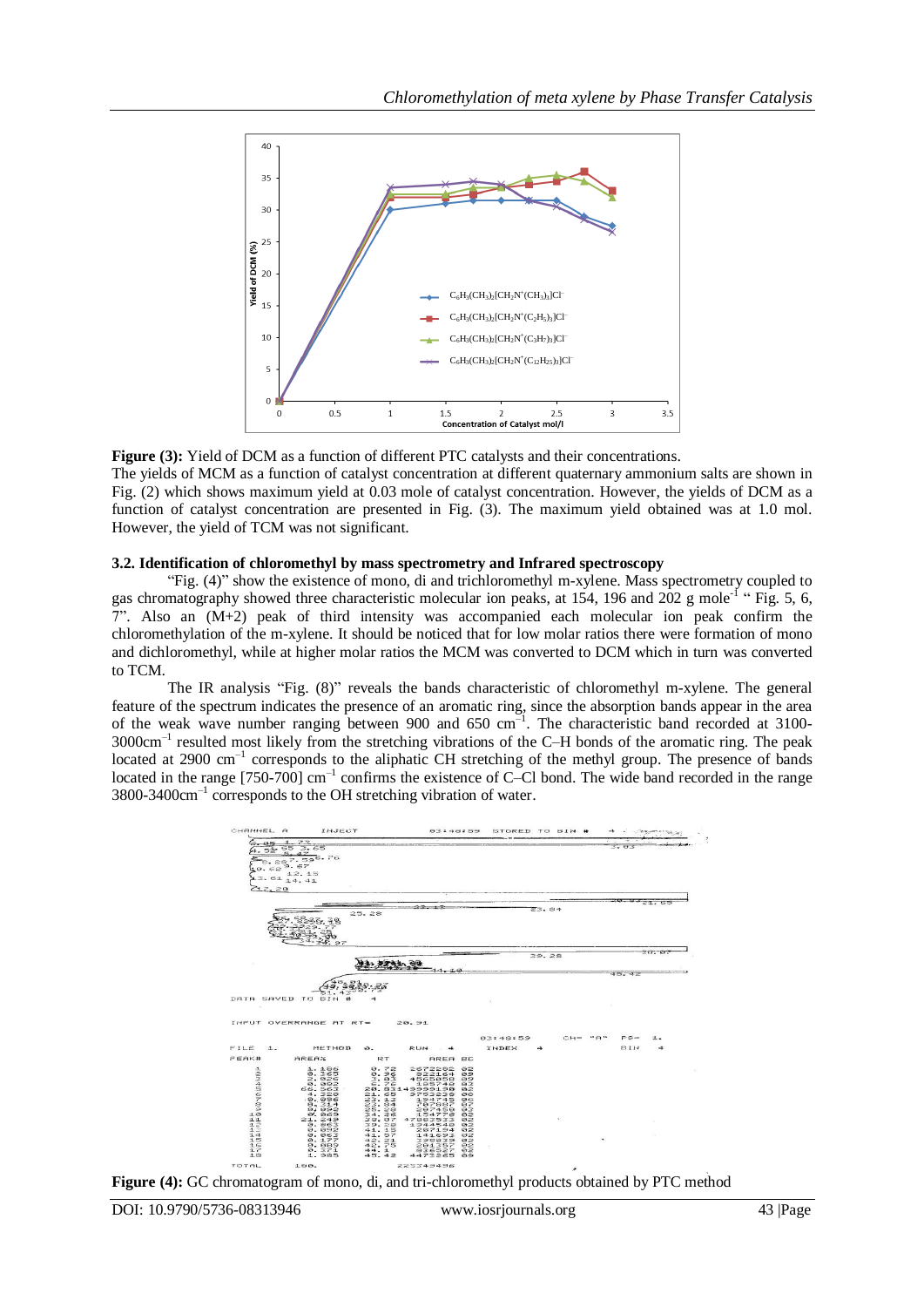**Figure (3):** Yield of DCM as a function of different PTC catalysts and their concentrations.

The yields of MCM as a function of catalyst concentration at different quaternary ammonium salts are shown in Fig. (2) which shows maximum yield at 0.03 mole of catalyst concentration. However, the yields of DCM as a function of catalyst concentration are presented in Fig. (3). The maximum yield obtained was at 1.0 mol. However, the yield of TCM was not significant.

### 3.2. Identification of chloromethyl by mass spectrometry and Infrared spectroscopy

"Fig. (4)" show the existence of mono, di and trichloromethyl m-xylene. Mass spectrometry coupled to gas chromatography showed three characteristic molecular ion peaks, at 154, 196 and 202 g mole$^{-1}$ " Fig. 5, 6, 7". Also an (M+2) peak of third intensity was accompanied each molecular ion peak confirm the chloromethylation of the m-xylene. It should be noticed that for low molar ratios there were formation of mono and dichloromethyl, while at higher molar ratios the MCM was converted to DCM which in turn was converted to TCM.

The IR analysis "Fig. (8)" reveals the bands characteristic of chloromethyl m-xylene. The general feature of the spectrum indicates the presence of an aromatic ring, since the absorption bands appear in the area of the weak wave number ranging between 900 and 650 cm$^{-1}$. The characteristic band recorded at 3100-3000cm$^{-1}$ resulted most likely from the stretching vibrations of the C–H bonds of the aromatic ring. The peak located at 2900 cm$^{-1}$ corresponds to the aliphatic CH stretching of the methyl group. The presence of bands located in the range [750-700] cm$^{-1}$ confirms the existence of C–Cl bond. The wide band recorded in the range 3800-3400cm$^{-1}$ corresponds to the OH stretching vibration of water.

**Figure (4):** GC chromatogram of mono, di, and tri-chloromethyl products obtained by PTC method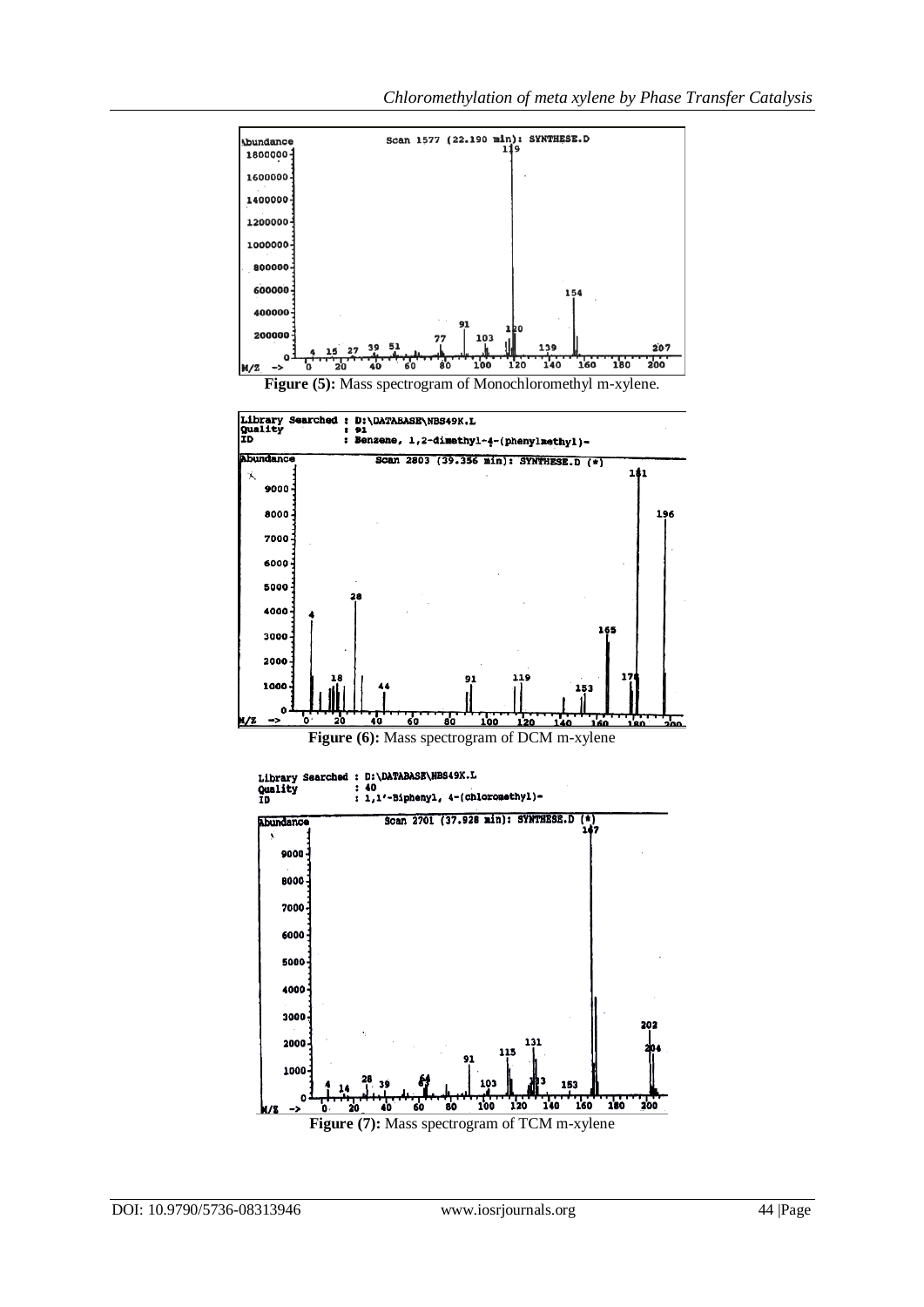**Figure (5):** Mass spectrogram of Monochloromethyl m-xylene.

**Figure (6):** Mass spectrogram of DCM m-xylene

**Figure (7):** Mass spectrogram of TCM m-xylene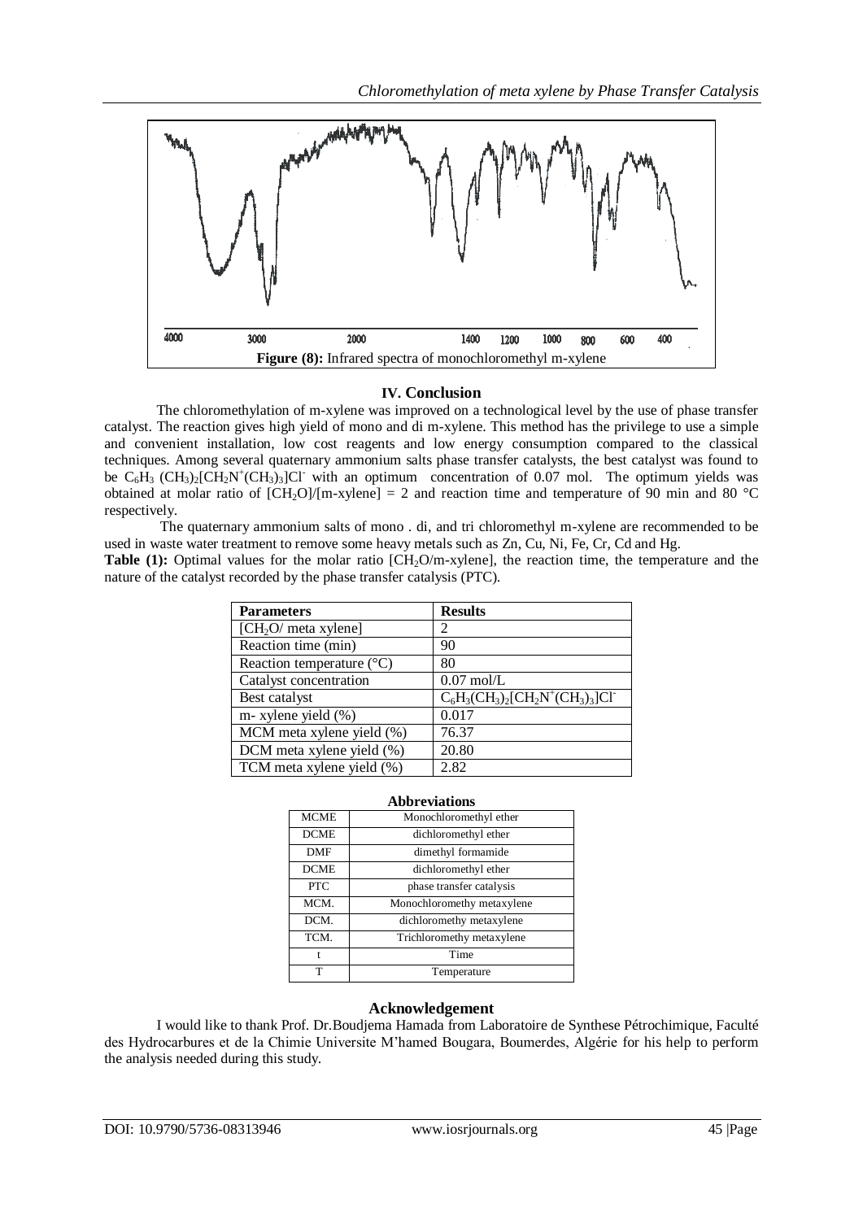**Figure (8):** Infrared spectra of monochloromethyl m-xylene

## IV. Conclusion

The chloromethylation of m-xylene was improved on a technological level by the use of phase transfer catalyst. The reaction gives high yield of mono and di m-xylene. This method has the privilege to use a simple and convenient installation, low cost reagents and low energy consumption compared to the classical techniques. Among several quaternary ammonium salts phase transfer catalysts, the best catalyst was found to be $C_6H_3$ $(CH_3)_2[CH_2N^+(CH_3)_3]Cl^-$ with an optimum concentration of 0.07 mol. The optimum yields was obtained at molar ratio of $[CH_2O]/[m\text{-xylene}] = 2$ and reaction time and temperature of 90 min and 80 °C respectively.

The quaternary ammonium salts of mono . di, and tri chloromethyl m-xylene are recommended to be used in waste water treatment to remove some heavy metals such as Zn, Cu, Ni, Fe, Cr, Cd and Hg.

**Table (1):** Optimal values for the molar ratio $[CH_2O/m\text{-xylene}]$, the reaction time, the temperature and the nature of the catalyst recorded by the phase transfer catalysis (PTC).

| **Parameters** | **Results** |
|---|---|
| $[CH_2O/$ meta xylene$]$ | 2 |
| Reaction time (min) | 90 |
| Reaction temperature (°C) | 80 |
| Catalyst concentration | 0.07 mol/L |
| Best catalyst | $C_6H_3(CH_3)_2[CH_2N^+(CH_3)_3]Cl^-$ |
| m- xylene yield (%) | 0.017 |
| MCM meta xylene yield (%) | 76.37 |
| DCM meta xylene yield (%) | 20.80 |
| TCM meta xylene yield (%) | 2.82 |

**Abbreviations**

| | |
|---|---|
| MCME | Monochloromethyl ether |
| DCME | dichloromethyl ether |
| DMF | dimethyl formamide |
| DCME | dichloromethyl ether |
| PTC | phase transfer catalysis |
| MCM. | Monochloromethy metaxylene |
| DCM. | dichloromethy metaxylene |
| TCM. | Trichloromethy metaxylene |
| t | Time |
| T | Temperature |

## Acknowledgement

I would like to thank Prof. Dr.Boudjema Hamada from Laboratoire de Synthese Pétrochimique, Faculté des Hydrocarbures et de la Chimie Universite M'hamed Bougara, Boumerdes, Algérie for his help to perform the analysis needed during this study.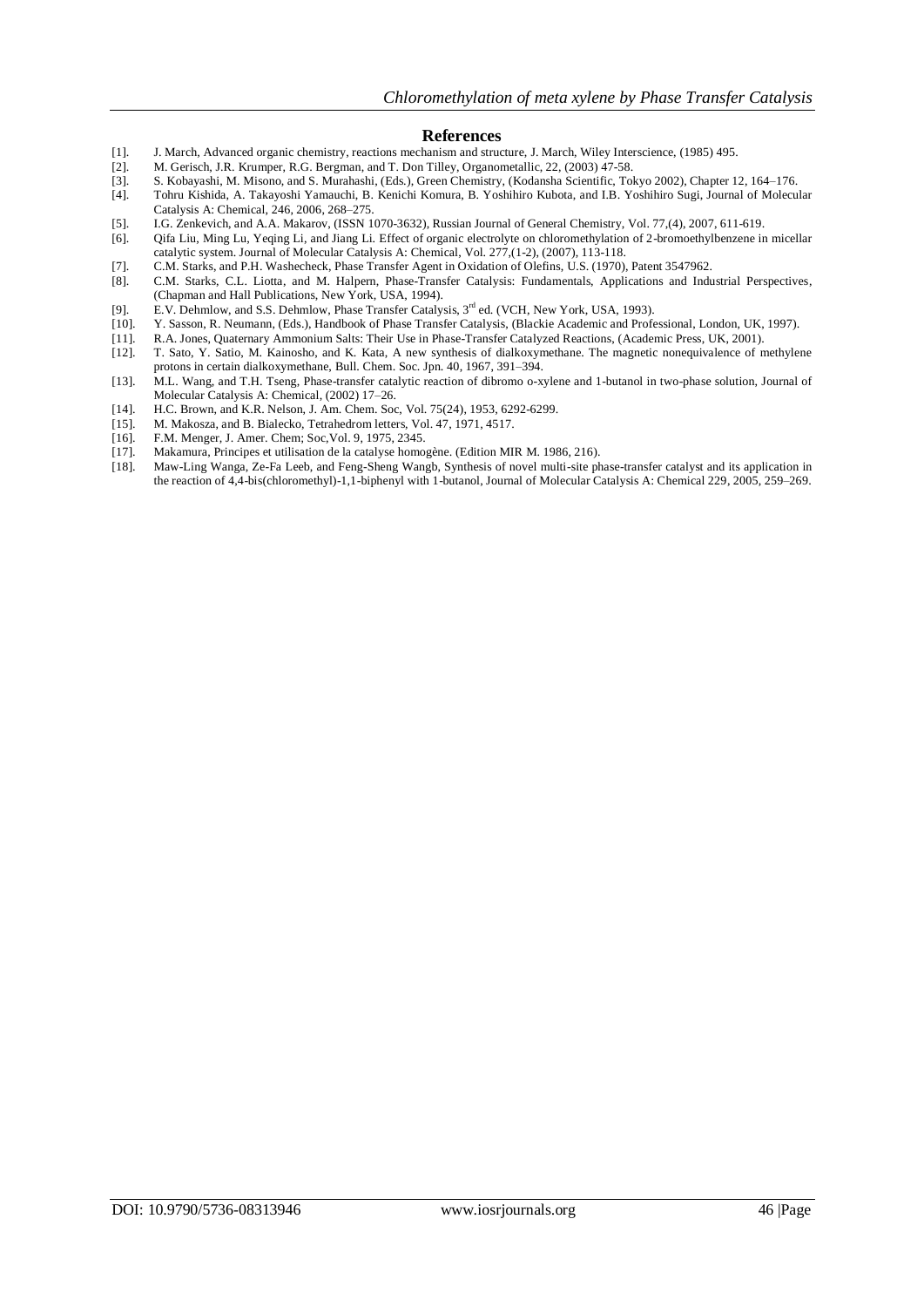## References

[1]. J. March, Advanced organic chemistry, reactions mechanism and structure, J. March, Wiley Interscience, (1985) 495.
[2]. M. Gerisch, J.R. Krumper, R.G. Bergman, and T. Don Tilley, Organometallic, 22, (2003) 47-58.
[3]. S. Kobayashi, M. Misono, and S. Murahashi, (Eds.), Green Chemistry, (Kodansha Scientific, Tokyo 2002), Chapter 12, 164–176.
[4]. Tohru Kishida, A. Takayoshi Yamauchi, B. Kenichi Komura, B. Yoshihiro Kubota, and I.B. Yoshihiro Sugi, Journal of Molecular Catalysis A: Chemical, 246, 2006, 268–275.
[5]. I.G. Zenkevich, and A.A. Makarov, (ISSN 1070-3632), Russian Journal of General Chemistry, Vol. 77,(4), 2007, 611-619.
[6]. Qifa Liu, Ming Lu, Yeqing Li, and Jiang Li. Effect of organic electrolyte on chloromethylation of 2-bromoethylbenzene in micellar catalytic system. Journal of Molecular Catalysis A: Chemical, Vol. 277,(1-2), (2007), 113-118.
[7]. C.M. Starks, and P.H. Washecheck, Phase Transfer Agent in Oxidation of Olefins, U.S. (1970), Patent 3547962.
[8]. C.M. Starks, C.L. Liotta, and M. Halpern, Phase-Transfer Catalysis: Fundamentals, Applications and Industrial Perspectives, (Chapman and Hall Publications, New York, USA, 1994).
[9]. E.V. Dehmlow, and S.S. Dehmlow, Phase Transfer Catalysis, 3rd ed. (VCH, New York, USA, 1993).
[10]. Y. Sasson, R. Neumann, (Eds.), Handbook of Phase Transfer Catalysis, (Blackie Academic and Professional, London, UK, 1997).
[11]. R.A. Jones, Quaternary Ammonium Salts: Their Use in Phase-Transfer Catalyzed Reactions, (Academic Press, UK, 2001).
[12]. T. Sato, Y. Satio, M. Kainosho, and K. Kata, A new synthesis of dialkoxymethane. The magnetic nonequivalence of methylene protons in certain dialkoxymethane, Bull. Chem. Soc. Jpn. 40, 1967, 391–394.
[13]. M.L. Wang, and T.H. Tseng, Phase-transfer catalytic reaction of dibromo o-xylene and 1-butanol in two-phase solution, Journal of Molecular Catalysis A: Chemical, (2002) 17–26.
[14]. H.C. Brown, and K.R. Nelson, J. Am. Chem. Soc, Vol. 75(24), 1953, 6292-6299.
[15]. M. Makosza, and B. Bialecko, Tetrahedrom letters, Vol. 47, 1971, 4517.
[16]. F.M. Menger, J. Amer. Chem; Soc,Vol. 9, 1975, 2345.
[17]. Makamura, Principes et utilisation de la catalyse homogène. (Edition MIR M. 1986, 216).
[18]. Maw-Ling Wanga, Ze-Fa Leeb, and Feng-Sheng Wangb, Synthesis of novel multi-site phase-transfer catalyst and its application in the reaction of 4,4-bis(chloromethyl)-1,1-biphenyl with 1-butanol, Journal of Molecular Catalysis A: Chemical 229, 2005, 259–269.